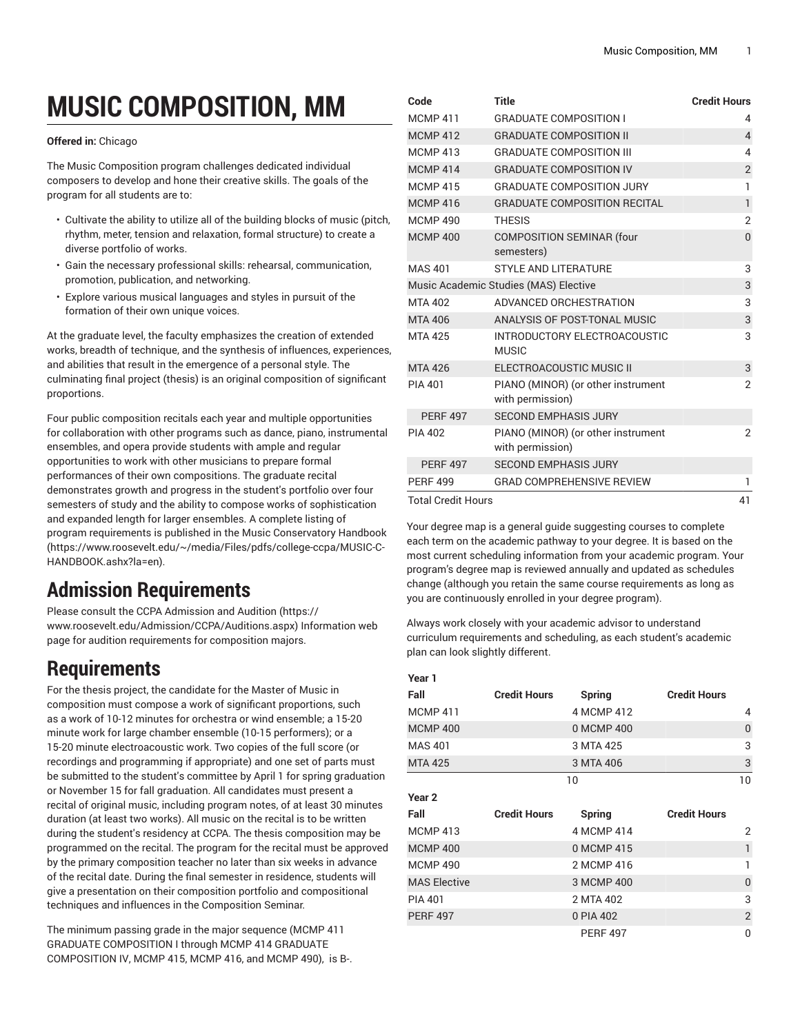# MUSIC COMPOSITION, MM

**Offered in:** Chicago

The Music Composition program challenges dedicated individual composers to develop and hone their creative skills. The goals of the program for all students are to:

- Cultivate the ability to utilize all of the building blocks of music (pitch, rhythm, meter, tension and relaxation, formal structure) to create a diverse portfolio of works.
- Gain the necessary professional skills: rehearsal, communication, promotion, publication, and networking.
- Explore various musical languages and styles in pursuit of the formation of their own unique voices.

At the graduate level, the faculty emphasizes the creation of extended works, breadth of technique, and the synthesis of influences, experiences, and abilities that result in the emergence of a personal style. The culminating final project (thesis) is an original composition of significant proportions.

Four public composition recitals each year and multiple opportunities for collaboration with other programs such as dance, piano, instrumental ensembles, and opera provide students with ample and regular opportunities to work with other musicians to prepare formal performances of their own compositions. The graduate recital demonstrates growth and progress in the student's portfolio over four semesters of study and the ability to compose works of sophistication and expanded length for larger ensembles. A complete listing of program requirements is published in the Music Conservatory Handbook (https://www.roosevelt.edu/~/media/Files/pdfs/college-ccpa/MUSIC-C-HANDBOOK.ashx?la=en).

## Admission Requirements

Please consult the CCPA Admission and Audition (https://www.roosevelt.edu/Admission/CCPA/Auditions.aspx) Information web page for audition requirements for composition majors.

## Requirements

For the thesis project, the candidate for the Master of Music in composition must compose a work of significant proportions, such as a work of 10-12 minutes for orchestra or wind ensemble; a 15-20 minute work for large chamber ensemble (10-15 performers); or a 15-20 minute electroacoustic work. Two copies of the full score (or recordings and programming if appropriate) and one set of parts must be submitted to the student's committee by April 1 for spring graduation or November 15 for fall graduation. All candidates must present a recital of original music, including program notes, of at least 30 minutes duration (at least two works). All music on the recital is to be written during the student's residency at CCPA. The thesis composition may be programmed on the recital. The program for the recital must be approved by the primary composition teacher no later than six weeks in advance of the recital date. During the final semester in residence, students will give a presentation on their composition portfolio and compositional techniques and influences in the Composition Seminar.

The minimum passing grade in the major sequence (MCMP 411 GRADUATE COMPOSITION I through MCMP 414 GRADUATE COMPOSITION IV, MCMP 415, MCMP 416, and MCMP 490), is B-.

| Code | Title | Credit Hours |
|---|---|---|
| MCMP 411 | GRADUATE COMPOSITION I | 4 |
| MCMP 412 | GRADUATE COMPOSITION II | 4 |
| MCMP 413 | GRADUATE COMPOSITION III | 4 |
| MCMP 414 | GRADUATE COMPOSITION IV | 2 |
| MCMP 415 | GRADUATE COMPOSITION JURY | 1 |
| MCMP 416 | GRADUATE COMPOSITION RECITAL | 1 |
| MCMP 490 | THESIS | 2 |
| MCMP 400 | COMPOSITION SEMINAR (four semesters) | 0 |
| MAS 401 | STYLE AND LITERATURE | 3 |
| Music Academic Studies (MAS) Elective | | 3 |
| MTA 402 | ADVANCED ORCHESTRATION | 3 |
| MTA 406 | ANALYSIS OF POST-TONAL MUSIC | 3 |
| MTA 425 | INTRODUCTORY ELECTROACOUSTIC MUSIC | 3 |
| MTA 426 | ELECTROACOUSTIC MUSIC II | 3 |
| PIA 401 | PIANO (MINOR) (or other instrument with permission) | 2 |
| PERF 497 | SECOND EMPHASIS JURY | |
| PIA 402 | PIANO (MINOR) (or other instrument with permission) | 2 |
| PERF 497 | SECOND EMPHASIS JURY | |
| PERF 499 | GRAD COMPREHENSIVE REVIEW | 1 |
| Total Credit Hours | | 41 |

Your degree map is a general guide suggesting courses to complete each term on the academic pathway to your degree. It is based on the most current scheduling information from your academic program. Your program's degree map is reviewed annually and updated as schedules change (although you retain the same course requirements as long as you are continuously enrolled in your degree program).

Always work closely with your academic advisor to understand curriculum requirements and scheduling, as each student's academic plan can look slightly different.

| Year 1 | | | |
|---|---|---|---|
| Fall | Credit Hours | Spring | Credit Hours |
| MCMP 411 | 4 | MCMP 412 | 4 |
| MCMP 400 | 0 | MCMP 400 | 0 |
| MAS 401 | 3 | MTA 425 | 3 |
| MTA 425 | 3 | MTA 406 | 3 |
| | 10 | | 10 |
| **Year 2** | | | |
| Fall | Credit Hours | Spring | Credit Hours |
| MCMP 413 | 4 | MCMP 414 | 2 |
| MCMP 400 | 0 | MCMP 415 | 1 |
| MCMP 490 | 2 | MCMP 416 | 1 |
| MAS Elective | 3 | MCMP 400 | 0 |
| PIA 401 | 2 | MTA 402 | 3 |
| PERF 497 | 0 | PIA 402 | 2 |
| | | PERF 497 | 0 |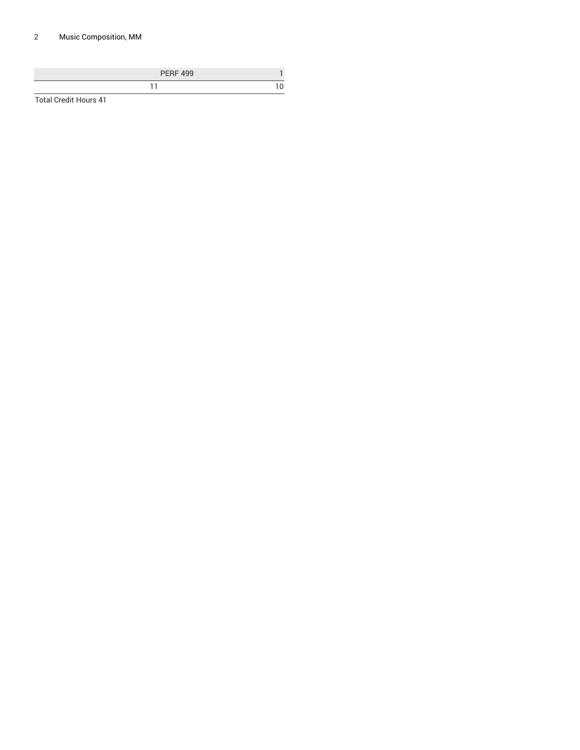| | | |
|---|---|---|
| | PERF 499 | 1 |
| | 11 | 10 |

Total Credit Hours 41